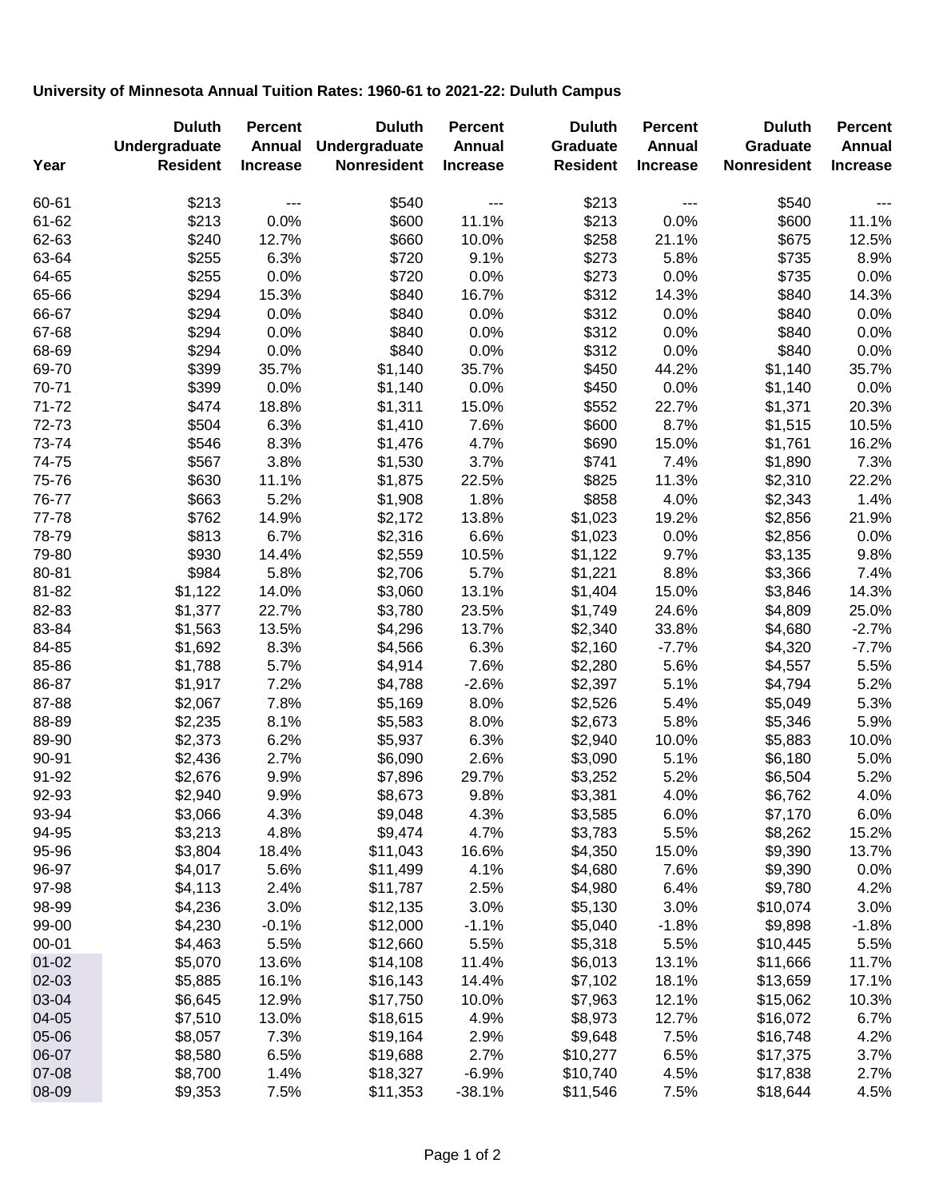**University of Minnesota Annual Tuition Rates: 1960-61 to 2021-22: Duluth Campus**

| Year | Duluth Undergraduate Resident | Percent Annual Increase | Duluth Undergraduate Nonresident | Percent Annual Increase | Duluth Graduate Resident | Percent Annual Increase | Duluth Graduate Nonresident | Percent Annual Increase |
|---|---|---|---|---|---|---|---|---|
| 60-61 | $213 | --- | $540 | --- | $213 | --- | $540 | --- |
| 61-62 | $213 | 0.0% | $600 | 11.1% | $213 | 0.0% | $600 | 11.1% |
| 62-63 | $240 | 12.7% | $660 | 10.0% | $258 | 21.1% | $675 | 12.5% |
| 63-64 | $255 | 6.3% | $720 | 9.1% | $273 | 5.8% | $735 | 8.9% |
| 64-65 | $255 | 0.0% | $720 | 0.0% | $273 | 0.0% | $735 | 0.0% |
| 65-66 | $294 | 15.3% | $840 | 16.7% | $312 | 14.3% | $840 | 14.3% |
| 66-67 | $294 | 0.0% | $840 | 0.0% | $312 | 0.0% | $840 | 0.0% |
| 67-68 | $294 | 0.0% | $840 | 0.0% | $312 | 0.0% | $840 | 0.0% |
| 68-69 | $294 | 0.0% | $840 | 0.0% | $312 | 0.0% | $840 | 0.0% |
| 69-70 | $399 | 35.7% | $1,140 | 35.7% | $450 | 44.2% | $1,140 | 35.7% |
| 70-71 | $399 | 0.0% | $1,140 | 0.0% | $450 | 0.0% | $1,140 | 0.0% |
| 71-72 | $474 | 18.8% | $1,311 | 15.0% | $552 | 22.7% | $1,371 | 20.3% |
| 72-73 | $504 | 6.3% | $1,410 | 7.6% | $600 | 8.7% | $1,515 | 10.5% |
| 73-74 | $546 | 8.3% | $1,476 | 4.7% | $690 | 15.0% | $1,761 | 16.2% |
| 74-75 | $567 | 3.8% | $1,530 | 3.7% | $741 | 7.4% | $1,890 | 7.3% |
| 75-76 | $630 | 11.1% | $1,875 | 22.5% | $825 | 11.3% | $2,310 | 22.2% |
| 76-77 | $663 | 5.2% | $1,908 | 1.8% | $858 | 4.0% | $2,343 | 1.4% |
| 77-78 | $762 | 14.9% | $2,172 | 13.8% | $1,023 | 19.2% | $2,856 | 21.9% |
| 78-79 | $813 | 6.7% | $2,316 | 6.6% | $1,023 | 0.0% | $2,856 | 0.0% |
| 79-80 | $930 | 14.4% | $2,559 | 10.5% | $1,122 | 9.7% | $3,135 | 9.8% |
| 80-81 | $984 | 5.8% | $2,706 | 5.7% | $1,221 | 8.8% | $3,366 | 7.4% |
| 81-82 | $1,122 | 14.0% | $3,060 | 13.1% | $1,404 | 15.0% | $3,846 | 14.3% |
| 82-83 | $1,377 | 22.7% | $3,780 | 23.5% | $1,749 | 24.6% | $4,809 | 25.0% |
| 83-84 | $1,563 | 13.5% | $4,296 | 13.7% | $2,340 | 33.8% | $4,680 | -2.7% |
| 84-85 | $1,692 | 8.3% | $4,566 | 6.3% | $2,160 | -7.7% | $4,320 | -7.7% |
| 85-86 | $1,788 | 5.7% | $4,914 | 7.6% | $2,280 | 5.6% | $4,557 | 5.5% |
| 86-87 | $1,917 | 7.2% | $4,788 | -2.6% | $2,397 | 5.1% | $4,794 | 5.2% |
| 87-88 | $2,067 | 7.8% | $5,169 | 8.0% | $2,526 | 5.4% | $5,049 | 5.3% |
| 88-89 | $2,235 | 8.1% | $5,583 | 8.0% | $2,673 | 5.8% | $5,346 | 5.9% |
| 89-90 | $2,373 | 6.2% | $5,937 | 6.3% | $2,940 | 10.0% | $5,883 | 10.0% |
| 90-91 | $2,436 | 2.7% | $6,090 | 2.6% | $3,090 | 5.1% | $6,180 | 5.0% |
| 91-92 | $2,676 | 9.9% | $7,896 | 29.7% | $3,252 | 5.2% | $6,504 | 5.2% |
| 92-93 | $2,940 | 9.9% | $8,673 | 9.8% | $3,381 | 4.0% | $6,762 | 4.0% |
| 93-94 | $3,066 | 4.3% | $9,048 | 4.3% | $3,585 | 6.0% | $7,170 | 6.0% |
| 94-95 | $3,213 | 4.8% | $9,474 | 4.7% | $3,783 | 5.5% | $8,262 | 15.2% |
| 95-96 | $3,804 | 18.4% | $11,043 | 16.6% | $4,350 | 15.0% | $9,390 | 13.7% |
| 96-97 | $4,017 | 5.6% | $11,499 | 4.1% | $4,680 | 7.6% | $9,390 | 0.0% |
| 97-98 | $4,113 | 2.4% | $11,787 | 2.5% | $4,980 | 6.4% | $9,780 | 4.2% |
| 98-99 | $4,236 | 3.0% | $12,135 | 3.0% | $5,130 | 3.0% | $10,074 | 3.0% |
| 99-00 | $4,230 | -0.1% | $12,000 | -1.1% | $5,040 | -1.8% | $9,898 | -1.8% |
| 00-01 | $4,463 | 5.5% | $12,660 | 5.5% | $5,318 | 5.5% | $10,445 | 5.5% |
| 01-02 | $5,070 | 13.6% | $14,108 | 11.4% | $6,013 | 13.1% | $11,666 | 11.7% |
| 02-03 | $5,885 | 16.1% | $16,143 | 14.4% | $7,102 | 18.1% | $13,659 | 17.1% |
| 03-04 | $6,645 | 12.9% | $17,750 | 10.0% | $7,963 | 12.1% | $15,062 | 10.3% |
| 04-05 | $7,510 | 13.0% | $18,615 | 4.9% | $8,973 | 12.7% | $16,072 | 6.7% |
| 05-06 | $8,057 | 7.3% | $19,164 | 2.9% | $9,648 | 7.5% | $16,748 | 4.2% |
| 06-07 | $8,580 | 6.5% | $19,688 | 2.7% | $10,277 | 6.5% | $17,375 | 3.7% |
| 07-08 | $8,700 | 1.4% | $18,327 | -6.9% | $10,740 | 4.5% | $17,838 | 2.7% |
| 08-09 | $9,353 | 7.5% | $11,353 | -38.1% | $11,546 | 7.5% | $18,644 | 4.5% |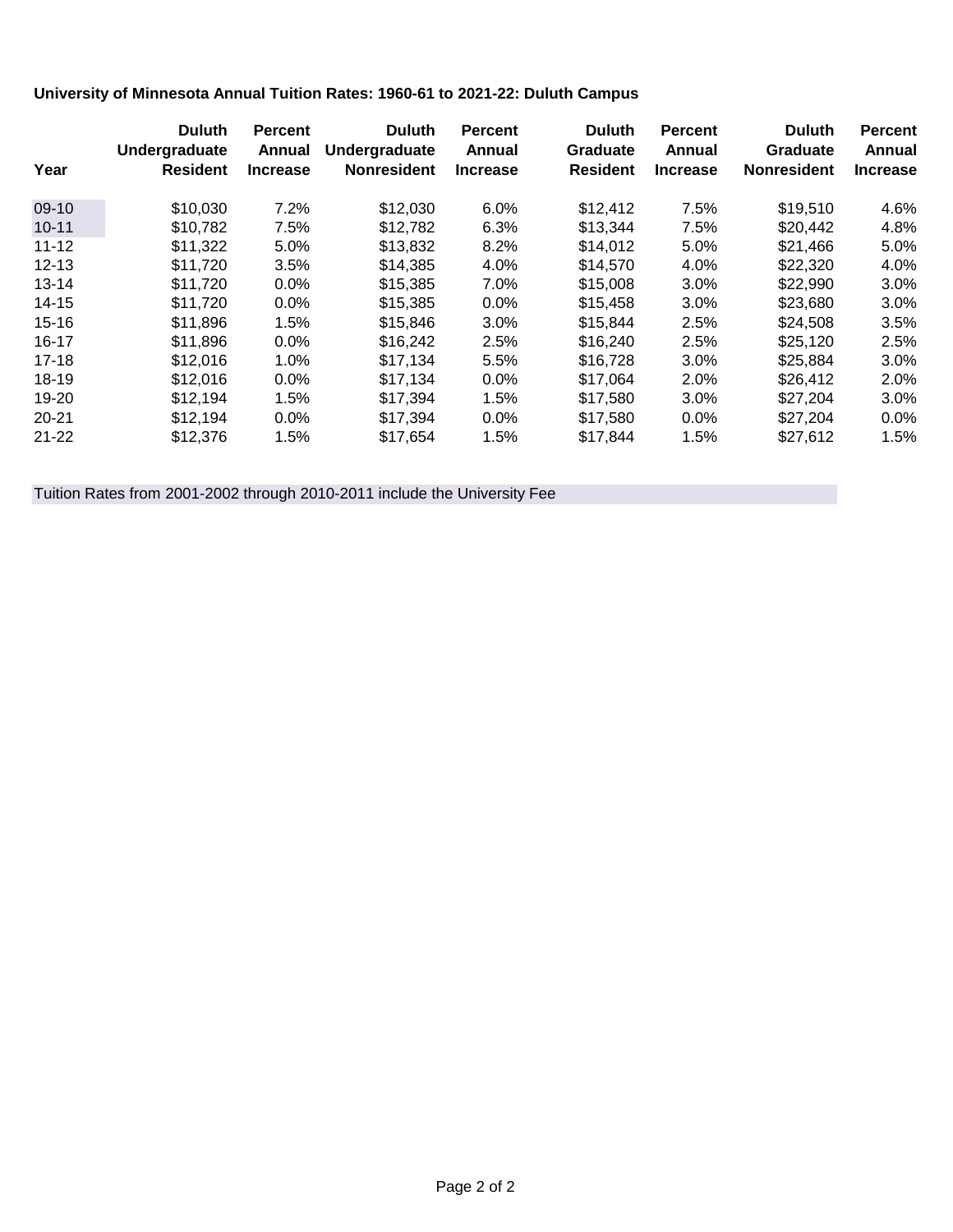**University of Minnesota Annual Tuition Rates: 1960-61 to 2021-22: Duluth Campus**

| Year | Duluth Undergraduate Resident | Percent Annual Increase | Duluth Undergraduate Nonresident | Percent Annual Increase | Duluth Graduate Resident | Percent Annual Increase | Duluth Graduate Nonresident | Percent Annual Increase |
|---|---|---|---|---|---|---|---|---|
| 09-10 | $10,030 | 7.2% | $12,030 | 6.0% | $12,412 | 7.5% | $19,510 | 4.6% |
| 10-11 | $10,782 | 7.5% | $12,782 | 6.3% | $13,344 | 7.5% | $20,442 | 4.8% |
| 11-12 | $11,322 | 5.0% | $13,832 | 8.2% | $14,012 | 5.0% | $21,466 | 5.0% |
| 12-13 | $11,720 | 3.5% | $14,385 | 4.0% | $14,570 | 4.0% | $22,320 | 4.0% |
| 13-14 | $11,720 | 0.0% | $15,385 | 7.0% | $15,008 | 3.0% | $22,990 | 3.0% |
| 14-15 | $11,720 | 0.0% | $15,385 | 0.0% | $15,458 | 3.0% | $23,680 | 3.0% |
| 15-16 | $11,896 | 1.5% | $15,846 | 3.0% | $15,844 | 2.5% | $24,508 | 3.5% |
| 16-17 | $11,896 | 0.0% | $16,242 | 2.5% | $16,240 | 2.5% | $25,120 | 2.5% |
| 17-18 | $12,016 | 1.0% | $17,134 | 5.5% | $16,728 | 3.0% | $25,884 | 3.0% |
| 18-19 | $12,016 | 0.0% | $17,134 | 0.0% | $17,064 | 2.0% | $26,412 | 2.0% |
| 19-20 | $12,194 | 1.5% | $17,394 | 1.5% | $17,580 | 3.0% | $27,204 | 3.0% |
| 20-21 | $12,194 | 0.0% | $17,394 | 0.0% | $17,580 | 0.0% | $27,204 | 0.0% |
| 21-22 | $12,376 | 1.5% | $17,654 | 1.5% | $17,844 | 1.5% | $27,612 | 1.5% |

Tuition Rates from 2001-2002 through 2010-2011 include the University Fee